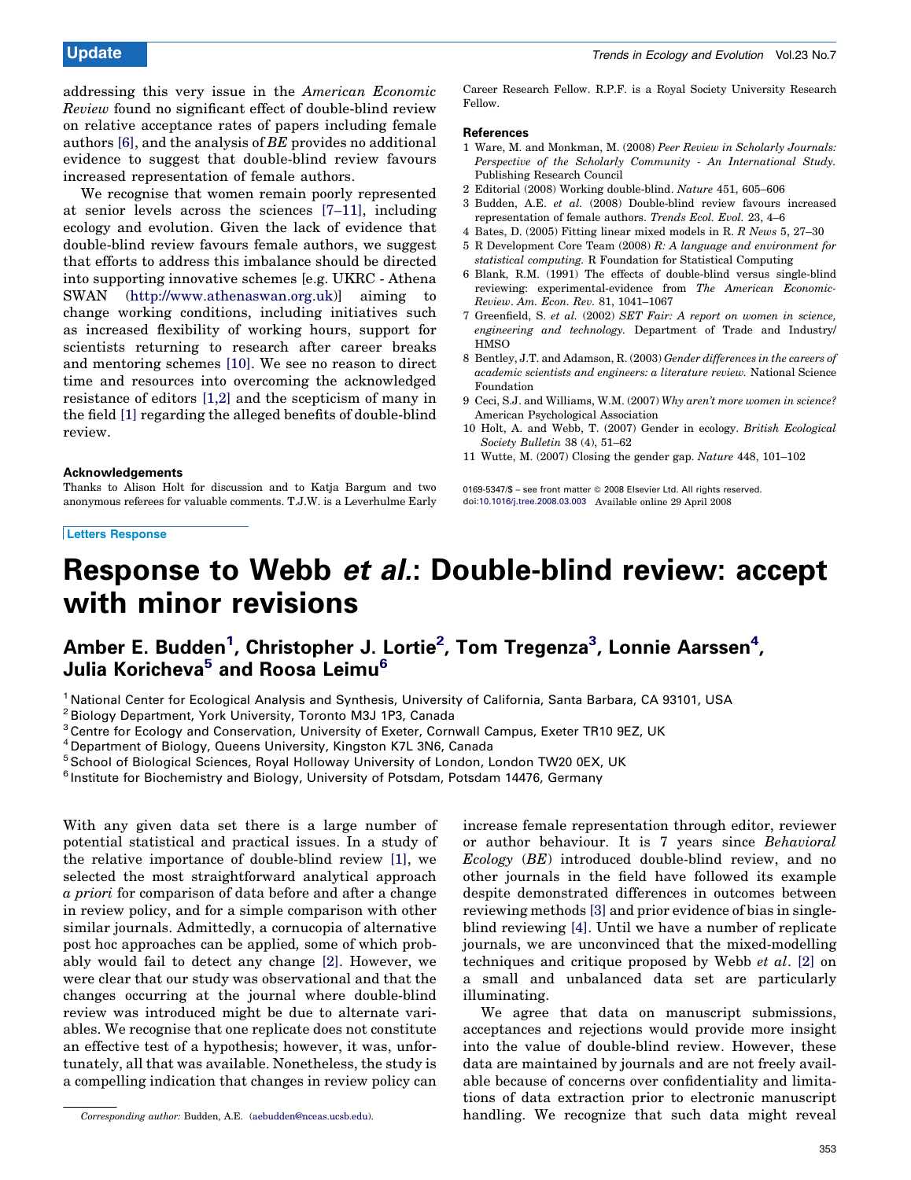addressing this very issue in the *American Economic Review* found no significant effect of double-blind review on relative acceptance rates of papers including female authors [6], and the analysis of *BE* provides no additional evidence to suggest that double-blind review favours increased representation of female authors.

We recognise that women remain poorly represented at senior levels across the sciences [7–11], including ecology and evolution. Given the lack of evidence that double-blind review favours female authors, we suggest that efforts to address this imbalance should be directed into supporting innovative schemes [e.g. UKRC - Athena SWAN (http://www.athenaswan.org.uk)] aiming to change working conditions, including initiatives such as increased flexibility of working hours, support for scientists returning to research after career breaks and mentoring schemes [10]. We see no reason to direct time and resources into overcoming the acknowledged resistance of editors [1,2] and the scepticism of many in the field [1] regarding the alleged benefits of double-blind review.

#### Acknowledgements

Thanks to Alison Holt for discussion and to Katja Bargum and two anonymous referees for valuable comments. T.J.W. is a Leverhulme Early Career Research Fellow. R.P.F. is a Royal Society University Research Fellow.

#### References

1 Ware, M. and Monkman, M. (2008) *Peer Review in Scholarly Journals: Perspective of the Scholarly Community - An International Study*. Publishing Research Council
2 Editorial (2008) Working double-blind. *Nature* 451, 605–606
3 Budden, A.E. *et al.* (2008) Double-blind review favours increased representation of female authors. *Trends Ecol. Evol.* 23, 4–6
4 Bates, D. (2005) Fitting linear mixed models in R. *R News* 5, 27–30
5 R Development Core Team (2008) *R: A language and environment for statistical computing*. R Foundation for Statistical Computing
6 Blank, R.M. (1991) The effects of double-blind versus single-blind reviewing: experimental-evidence from *The American Economic-Review*. *Am. Econ. Rev.* 81, 1041–1067
7 Greenfield, S. *et al.* (2002) *SET Fair: A report on women in science, engineering and technology*. Department of Trade and Industry/HMSO
8 Bentley, J.T. and Adamson, R. (2003) *Gender differences in the careers of academic scientists and engineers: a literature review*. National Science Foundation
9 Ceci, S.J. and Williams, W.M. (2007) *Why aren't more women in science?* American Psychological Association
10 Holt, A. and Webb, T. (2007) Gender in ecology. *British Ecological Society Bulletin* 38 (4), 51–62
11 Wutte, M. (2007) Closing the gender gap. *Nature* 448, 101–102

0169-5347/$ – see front matter © 2008 Elsevier Ltd. All rights reserved.
doi:10.1016/j.tree.2008.03.003 Available online 29 April 2008

Letters Response

# Response to Webb *et al.*: Double-blind review: accept with minor revisions

**Amber E. Budden[1], Christopher J. Lortie[2], Tom Tregenza[3], Lonnie Aarssen[4], Julia Koricheva[5] and Roosa Leimu[6]**

[1] National Center for Ecological Analysis and Synthesis, University of California, Santa Barbara, CA 93101, USA
[2] Biology Department, York University, Toronto M3J 1P3, Canada
[3] Centre for Ecology and Conservation, University of Exeter, Cornwall Campus, Exeter TR10 9EZ, UK
[4] Department of Biology, Queens University, Kingston K7L 3N6, Canada
[5] School of Biological Sciences, Royal Holloway University of London, London TW20 0EX, UK
[6] Institute for Biochemistry and Biology, University of Potsdam, Potsdam 14476, Germany

With any given data set there is a large number of potential statistical and practical issues. In a study of the relative importance of double-blind review [1], we selected the most straightforward analytical approach *a priori* for comparison of data before and after a change in review policy, and for a simple comparison with other similar journals. Admittedly, a cornucopia of alternative post hoc approaches can be applied, some of which probably would fail to detect any change [2]. However, we were clear that our study was observational and that the changes occurring at the journal where double-blind review was introduced might be due to alternate variables. We recognise that one replicate does not constitute an effective test of a hypothesis; however, it was, unfortunately, all that was available. Nonetheless, the study is a compelling indication that changes in review policy can increase female representation through editor, reviewer or author behaviour. It is 7 years since *Behavioral Ecology* (*BE*) introduced double-blind review, and no other journals in the field have followed its example despite demonstrated differences in outcomes between reviewing methods [3] and prior evidence of bias in single-blind reviewing [4]. Until we have a number of replicate journals, we are unconvinced that the mixed-modelling techniques and critique proposed by Webb *et al.* [2] on a small and unbalanced data set are particularly illuminating.

We agree that data on manuscript submissions, acceptances and rejections would provide more insight into the value of double-blind review. However, these data are maintained by journals and are not freely available because of concerns over confidentiality and limitations of data extraction prior to electronic manuscript handling. We recognize that such data might reveal

Corresponding author: Budden, A.E. (aebudden@nceas.ucsb.edu).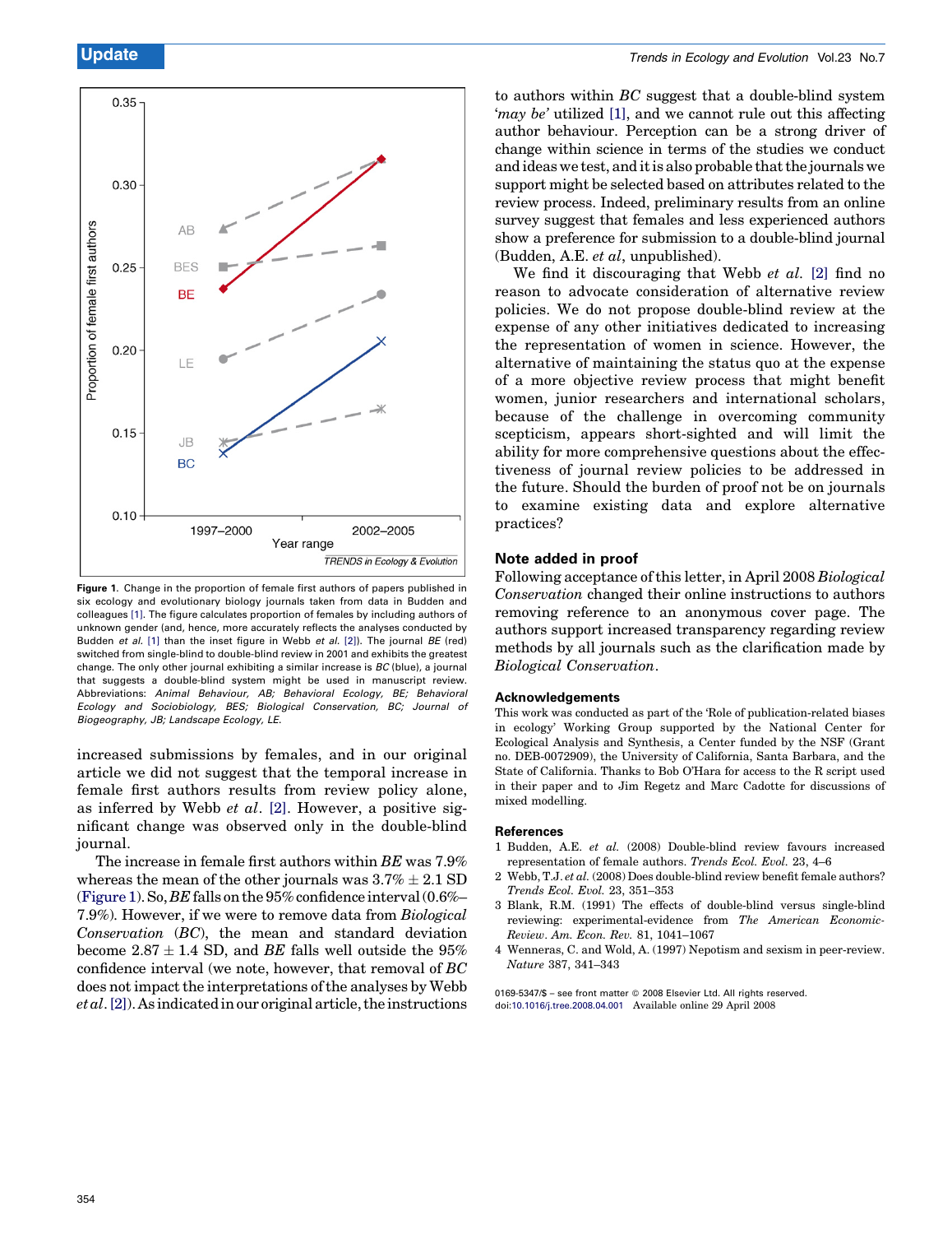0.35

0.30

0.25

0.20

0.15

0.10

AB

BES

BE

LE

JB

BC

Proportion of female first authors

1997–2000

2002–2005

Year range

TRENDS in Ecology & Evolution

**Figure 1**. Change in the proportion of female first authors of papers published in six ecology and evolutionary biology journals taken from data in Budden and colleagues [1]. The figure calculates proportion of females by including authors of unknown gender (and, hence, more accurately reflects the analyses conducted by Budden *et al.* [1] than the inset figure in Webb *et al.* [2]). The journal *BE* (red) switched from single-blind to double-blind review in 2001 and exhibits the greatest change. The only other journal exhibiting a similar increase is *BC* (blue), a journal that suggests a double-blind system might be used in manuscript review. Abbreviations: *Animal Behaviour, AB; Behavioral Ecology, BE; Behavioral Ecology and Sociobiology, BES; Biological Conservation, BC; Journal of Biogeography, JB; Landscape Ecology, LE.*

increased submissions by females, and in our original article we did not suggest that the temporal increase in female first authors results from review policy alone, as inferred by Webb *et al*. [2]. However, a positive significant change was observed only in the double-blind journal.

The increase in female first authors within *BE* was 7.9% whereas the mean of the other journals was 3.7% ± 2.1 SD (Figure 1). So, *BE* falls on the 95% confidence interval (0.6%–7.9%). However, if we were to remove data from *Biological Conservation* (*BC*), the mean and standard deviation become 2.87 ± 1.4 SD, and *BE* falls well outside the 95% confidence interval (we note, however, that removal of *BC* does not impact the interpretations of the analyses by Webb *et al*. [2]). As indicated in our original article, the instructions to authors within *BC* suggest that a double-blind system '*may be*' utilized [1], and we cannot rule out this affecting author behaviour. Perception can be a strong driver of change within science in terms of the studies we conduct and ideas we test, and it is also probable that the journals we support might be selected based on attributes related to the review process. Indeed, preliminary results from an online survey suggest that females and less experienced authors show a preference for submission to a double-blind journal (Budden, A.E. *et al*, unpublished).

We find it discouraging that Webb *et al.* [2] find no reason to advocate consideration of alternative review policies. We do not propose double-blind review at the expense of any other initiatives dedicated to increasing the representation of women in science. However, the alternative of maintaining the status quo at the expense of a more objective review process that might benefit women, junior researchers and international scholars, because of the challenge in overcoming community scepticism, appears short-sighted and will limit the ability for more comprehensive questions about the effectiveness of journal review policies to be addressed in the future. Should the burden of proof not be on journals to examine existing data and explore alternative practices?

## Note added in proof

Following acceptance of this letter, in April 2008 *Biological Conservation* changed their online instructions to authors removing reference to an anonymous cover page. The authors support increased transparency regarding review methods by all journals such as the clarification made by *Biological Conservation*.

## Acknowledgements

This work was conducted as part of the 'Role of publication-related biases in ecology' Working Group supported by the National Center for Ecological Analysis and Synthesis, a Center funded by the NSF (Grant no. DEB-0072909), the University of California, Santa Barbara, and the State of California. Thanks to Bob O'Hara for access to the R script used in their paper and to Jim Regetz and Marc Cadotte for discussions of mixed modelling.

## References

1. Budden, A.E. *et al.* (2008) Double-blind review favours increased representation of female authors. *Trends Ecol. Evol.* 23, 4–6
2. Webb, T.J. *et al.* (2008) Does double-blind review benefit female authors? *Trends Ecol. Evol.* 23, 351–353
3. Blank, R.M. (1991) The effects of double-blind versus single-blind reviewing: experimental-evidence from *The American Economic-Review*. *Am. Econ. Rev.* 81, 1041–1067
4. Wenneras, C. and Wold, A. (1997) Nepotism and sexism in peer-review. *Nature* 387, 341–343

0169-5347/$ – see front matter © 2008 Elsevier Ltd. All rights reserved.
doi:10.1016/j.tree.2008.04.001 Available online 29 April 2008